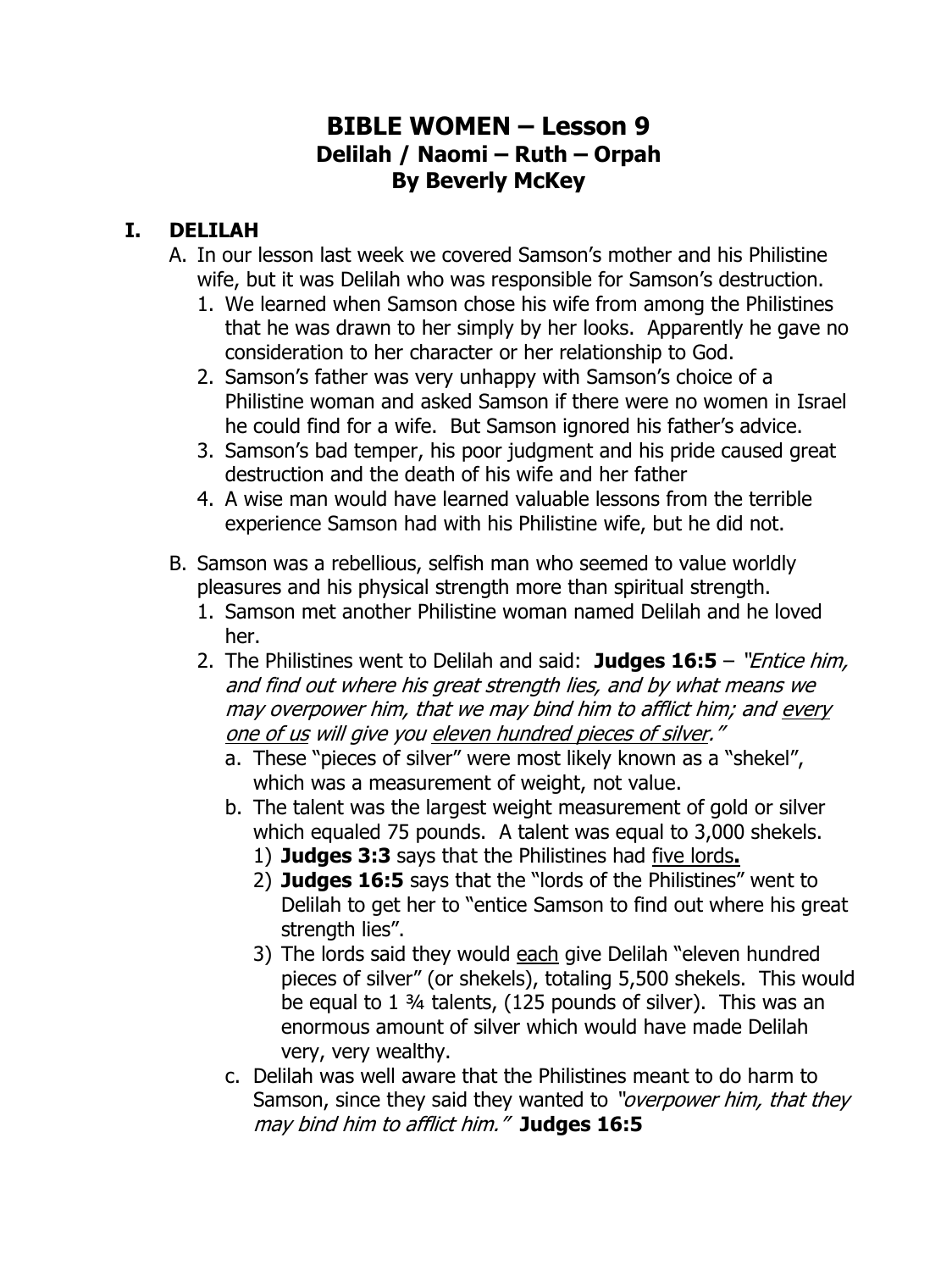# BIBLE WOMEN – Lesson 9
## Delilah / Naomi – Ruth – Orpah
## By Beverly McKey

## I. DELILAH

A. In our lesson last week we covered Samson's mother and his Philistine wife, but it was Delilah who was responsible for Samson's destruction.
   1. We learned when Samson chose his wife from among the Philistines that he was drawn to her simply by her looks. Apparently he gave no consideration to her character or her relationship to God.
   2. Samson's father was very unhappy with Samson's choice of a Philistine woman and asked Samson if there were no women in Israel he could find for a wife. But Samson ignored his father's advice.
   3. Samson's bad temper, his poor judgment and his pride caused great destruction and the death of his wife and her father
   4. A wise man would have learned valuable lessons from the terrible experience Samson had with his Philistine wife, but he did not.

B. Samson was a rebellious, selfish man who seemed to value worldly pleasures and his physical strength more than spiritual strength.
   1. Samson met another Philistine woman named Delilah and he loved her.
   2. The Philistines went to Delilah and said: **Judges 16:5** – *"Entice him, and find out where his great strength lies, and by what means we may overpower him, that we may bind him to afflict him; and <u>every one of us</u> will give you <u>eleven hundred pieces of silver</u>."*
      a. These "pieces of silver" were most likely known as a "shekel", which was a measurement of weight, not value.
      b. The talent was the largest weight measurement of gold or silver which equaled 75 pounds. A talent was equal to 3,000 shekels.
         1) **Judges 3:3** says that the Philistines had <u>five lords</u>**.**
         2) **Judges 16:5** says that the "lords of the Philistines" went to Delilah to get her to "entice Samson to find out where his great strength lies".
         3) The lords said they would <u>each</u> give Delilah "eleven hundred pieces of silver" (or shekels), totaling 5,500 shekels. This would be equal to 1 ¾ talents, (125 pounds of silver). This was an enormous amount of silver which would have made Delilah very, very wealthy.
      c. Delilah was well aware that the Philistines meant to do harm to Samson, since they said they wanted to *"overpower him, that they may bind him to afflict him."* **Judges 16:5**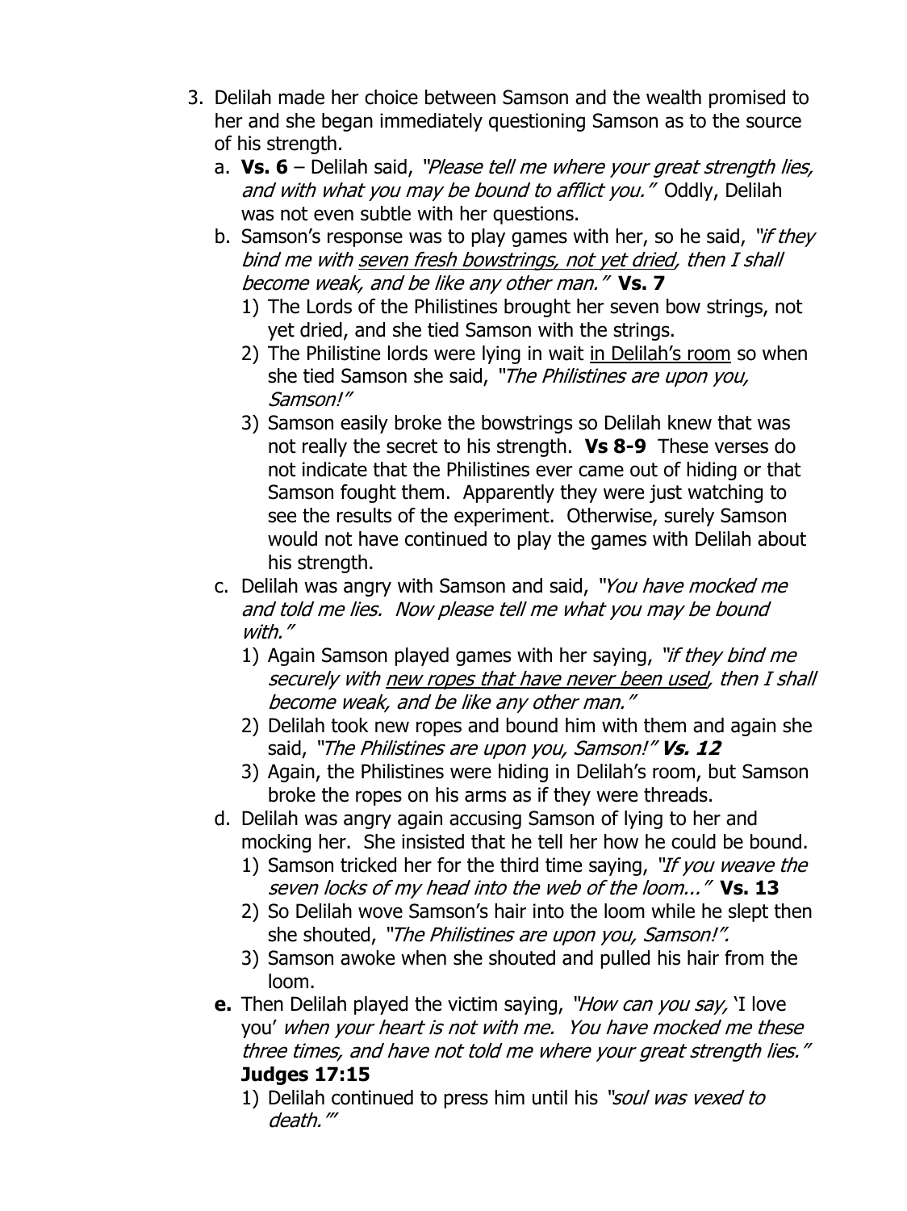3. Delilah made her choice between Samson and the wealth promised to her and she began immediately questioning Samson as to the source of his strength.
   a. **Vs. 6** – Delilah said, *"Please tell me where your great strength lies, and with what you may be bound to afflict you."* Oddly, Delilah was not even subtle with her questions.
   b. Samson's response was to play games with her, so he said, *"if they bind me with <u>seven fresh bowstrings, not yet dried</u>, then I shall become weak, and be like any other man."* **Vs. 7**
      1) The Lords of the Philistines brought her seven bow strings, not yet dried, and she tied Samson with the strings.
      2) The Philistine lords were lying in wait <u>in Delilah's room</u> so when she tied Samson she said, *"The Philistines are upon you, Samson!"*
      3) Samson easily broke the bowstrings so Delilah knew that was not really the secret to his strength. **Vs 8-9** These verses do not indicate that the Philistines ever came out of hiding or that Samson fought them. Apparently they were just watching to see the results of the experiment. Otherwise, surely Samson would not have continued to play the games with Delilah about his strength.
   c. Delilah was angry with Samson and said, *"You have mocked me and told me lies. Now please tell me what you may be bound with."*
      1) Again Samson played games with her saying, *"if they bind me securely with <u>new ropes that have never been used</u>, then I shall become weak, and be like any other man."*
      2) Delilah took new ropes and bound him with them and again she said, *"The Philistines are upon you, Samson!"* ***Vs. 12***
      3) Again, the Philistines were hiding in Delilah's room, but Samson broke the ropes on his arms as if they were threads.
   d. Delilah was angry again accusing Samson of lying to her and mocking her. She insisted that he tell her how he could be bound.
      1) Samson tricked her for the third time saying, *"If you weave the seven locks of my head into the web of the loom..."* **Vs. 13**
      2) So Delilah wove Samson's hair into the loom while he slept then she shouted, *"The Philistines are upon you, Samson!".*
      3) Samson awoke when she shouted and pulled his hair from the loom.
   **e.** Then Delilah played the victim saying, *"How can you say,* 'I love you' *when your heart is not with me. You have mocked me these three times, and have not told me where your great strength lies."* **Judges 17:15**
      1) Delilah continued to press him until his *"soul was vexed to death."'*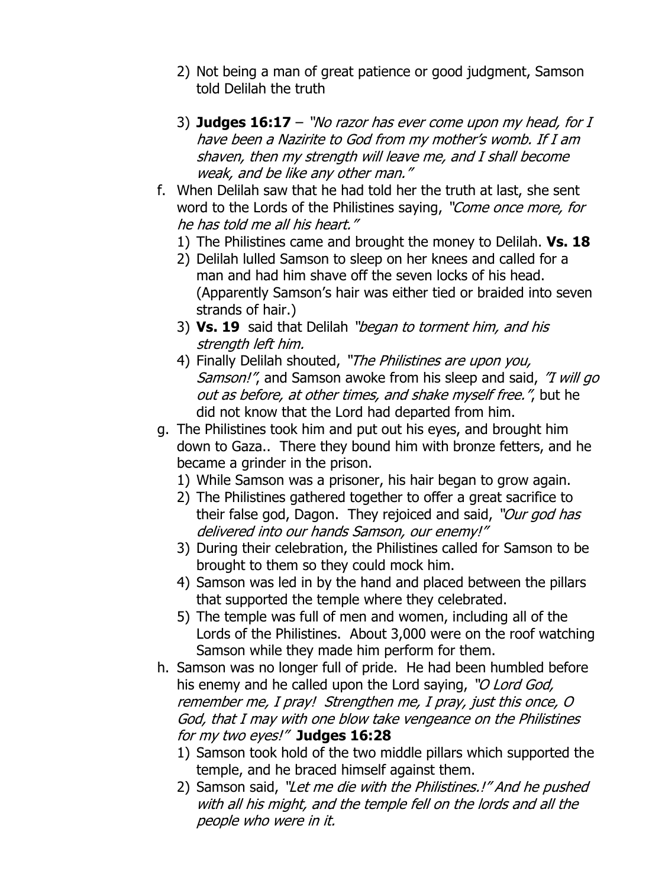2) Not being a man of great patience or good judgment, Samson told Delilah the truth

3) **Judges 16:17** – *"No razor has ever come upon my head, for I have been a Nazirite to God from my mother's womb. If I am shaven, then my strength will leave me, and I shall become weak, and be like any other man."*

f. When Delilah saw that he had told her the truth at last, she sent word to the Lords of the Philistines saying, *"Come once more, for he has told me all his heart."*
   1) The Philistines came and brought the money to Delilah. **Vs. 18**
   2) Delilah lulled Samson to sleep on her knees and called for a man and had him shave off the seven locks of his head. (Apparently Samson's hair was either tied or braided into seven strands of hair.)
   3) **Vs. 19** said that Delilah *"began to torment him, and his strength left him.*
   4) Finally Delilah shouted, *"The Philistines are upon you, Samson!"*, and Samson awoke from his sleep and said, *"I will go out as before, at other times, and shake myself free."*, but he did not know that the Lord had departed from him.

g. The Philistines took him and put out his eyes, and brought him down to Gaza.. There they bound him with bronze fetters, and he became a grinder in the prison.
   1) While Samson was a prisoner, his hair began to grow again.
   2) The Philistines gathered together to offer a great sacrifice to their false god, Dagon. They rejoiced and said, *"Our god has delivered into our hands Samson, our enemy!"*
   3) During their celebration, the Philistines called for Samson to be brought to them so they could mock him.
   4) Samson was led in by the hand and placed between the pillars that supported the temple where they celebrated.
   5) The temple was full of men and women, including all of the Lords of the Philistines. About 3,000 were on the roof watching Samson while they made him perform for them.

h. Samson was no longer full of pride. He had been humbled before his enemy and he called upon the Lord saying, *"O Lord God, remember me, I pray! Strengthen me, I pray, just this once, O God, that I may with one blow take vengeance on the Philistines for my two eyes!"* **Judges 16:28**
   1) Samson took hold of the two middle pillars which supported the temple, and he braced himself against them.
   2) Samson said, *"Let me die with the Philistines.!" And he pushed with all his might, and the temple fell on the lords and all the people who were in it.*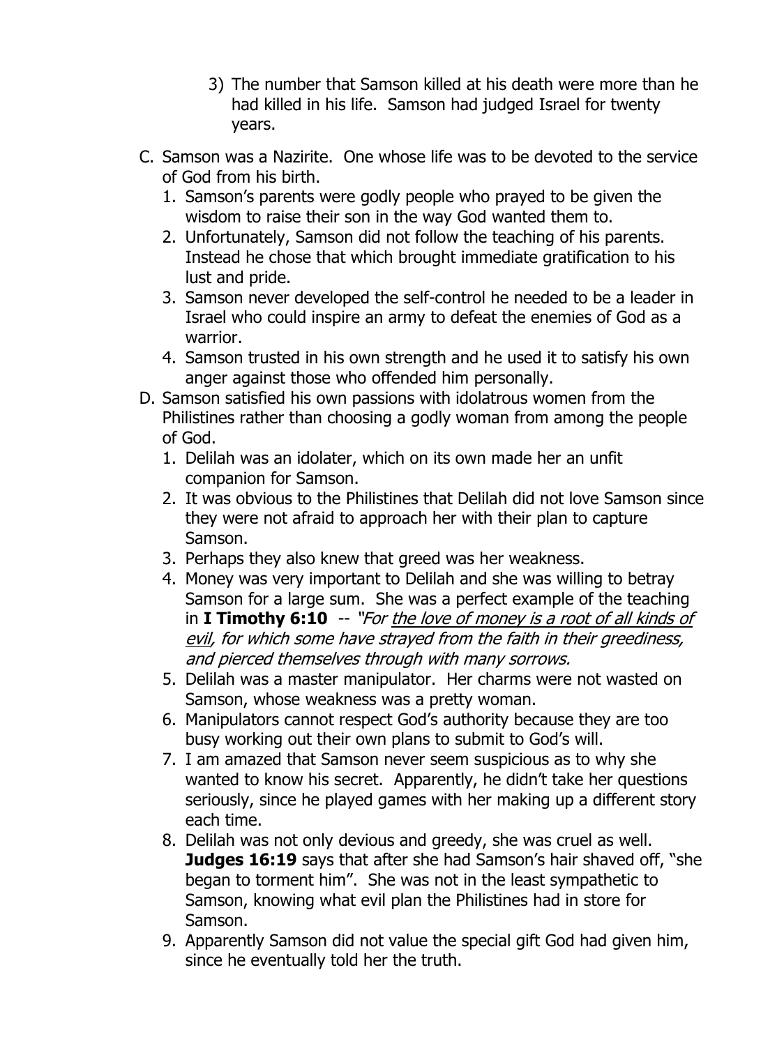3) The number that Samson killed at his death were more than he had killed in his life. Samson had judged Israel for twenty years.

C. Samson was a Nazirite. One whose life was to be devoted to the service of God from his birth.
   1. Samson's parents were godly people who prayed to be given the wisdom to raise their son in the way God wanted them to.
   2. Unfortunately, Samson did not follow the teaching of his parents. Instead he chose that which brought immediate gratification to his lust and pride.
   3. Samson never developed the self-control he needed to be a leader in Israel who could inspire an army to defeat the enemies of God as a warrior.
   4. Samson trusted in his own strength and he used it to satisfy his own anger against those who offended him personally.

D. Samson satisfied his own passions with idolatrous women from the Philistines rather than choosing a godly woman from among the people of God.
   1. Delilah was an idolater, which on its own made her an unfit companion for Samson.
   2. It was obvious to the Philistines that Delilah did not love Samson since they were not afraid to approach her with their plan to capture Samson.
   3. Perhaps they also knew that greed was her weakness.
   4. Money was very important to Delilah and she was willing to betray Samson for a large sum. She was a perfect example of the teaching in **I Timothy 6:10** -- *"For <u>the love of money is a root of all kinds of evil</u>, for which some have strayed from the faith in their greediness, and pierced themselves through with many sorrows.*
   5. Delilah was a master manipulator. Her charms were not wasted on Samson, whose weakness was a pretty woman.
   6. Manipulators cannot respect God's authority because they are too busy working out their own plans to submit to God's will.
   7. I am amazed that Samson never seem suspicious as to why she wanted to know his secret. Apparently, he didn't take her questions seriously, since he played games with her making up a different story each time.
   8. Delilah was not only devious and greedy, she was cruel as well. **Judges 16:19** says that after she had Samson's hair shaved off, "she began to torment him". She was not in the least sympathetic to Samson, knowing what evil plan the Philistines had in store for Samson.
   9. Apparently Samson did not value the special gift God had given him, since he eventually told her the truth.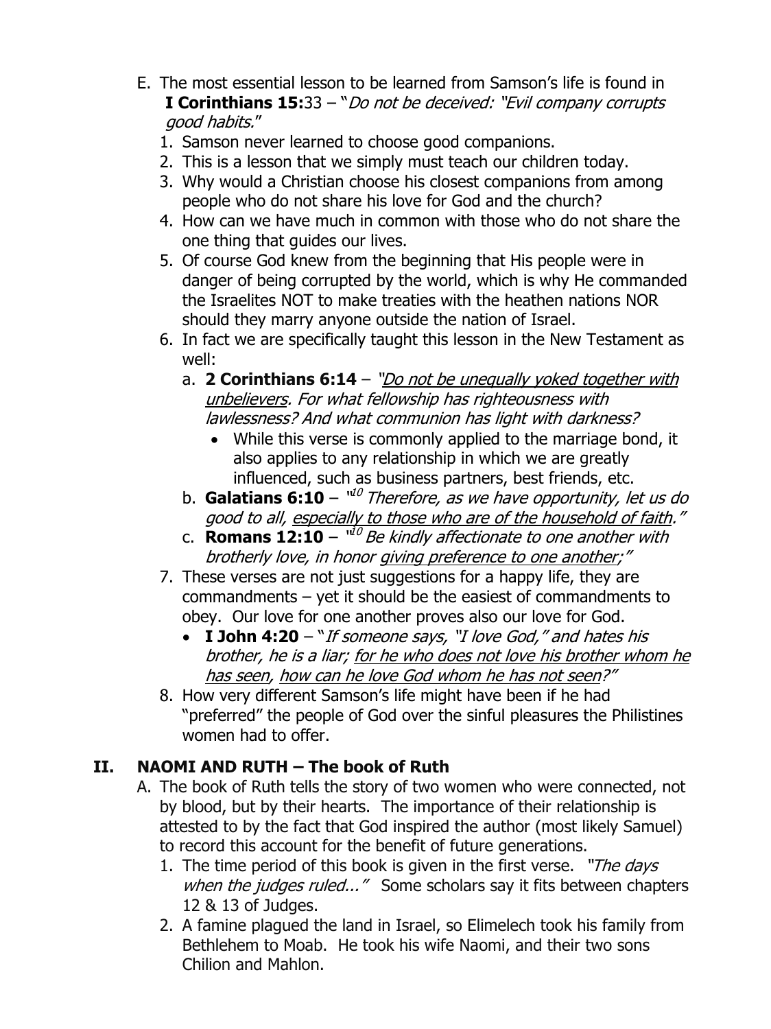E. The most essential lesson to be learned from Samson's life is found in **I Corinthians 15:**33 – "*Do not be deceived: "Evil company corrupts good habits.*"

1. Samson never learned to choose good companions.
2. This is a lesson that we simply must teach our children today.
3. Why would a Christian choose his closest companions from among people who do not share his love for God and the church?
4. How can we have much in common with those who do not share the one thing that guides our lives.
5. Of course God knew from the beginning that His people were in danger of being corrupted by the world, which is why He commanded the Israelites NOT to make treaties with the heathen nations NOR should they marry anyone outside the nation of Israel.
6. In fact we are specifically taught this lesson in the New Testament as well:
   a. **2 Corinthians 6:14** – *"<u>Do not be unequally yoked together with unbelievers</u>. For what fellowship has righteousness with lawlessness? And what communion has light with darkness?*
      - While this verse is commonly applied to the marriage bond, it also applies to any relationship in which we are greatly influenced, such as business partners, best friends, etc.

   b. **Galatians 6:10** – "[10] *Therefore, as we have opportunity, let us do good to all, <u>especially to those who are of the household of faith</u>."*
   c. **Romans 12:10** – "[10] *Be kindly affectionate to one another with brotherly love, in honor <u>giving preference to one another</u>;"*
7. These verses are not just suggestions for a happy life, they are commandments – yet it should be the easiest of commandments to obey. Our love for one another proves also our love for God.
   - **I John 4:20** – "*If someone says, "I love God," and hates his brother, he is a liar; <u>for he who does not love his brother whom he has seen</u>, <u>how can he love God whom he has not seen</u>?"*
8. How very different Samson's life might have been if he had "preferred" the people of God over the sinful pleasures the Philistines women had to offer.

## II. NAOMI AND RUTH – The book of Ruth

A. The book of Ruth tells the story of two women who were connected, not by blood, but by their hearts. The importance of their relationship is attested to by the fact that God inspired the author (most likely Samuel) to record this account for the benefit of future generations.

1. The time period of this book is given in the first verse. *"The days when the judges ruled..."* Some scholars say it fits between chapters 12 & 13 of Judges.
2. A famine plagued the land in Israel, so Elimelech took his family from Bethlehem to Moab. He took his wife Naomi, and their two sons Chilion and Mahlon.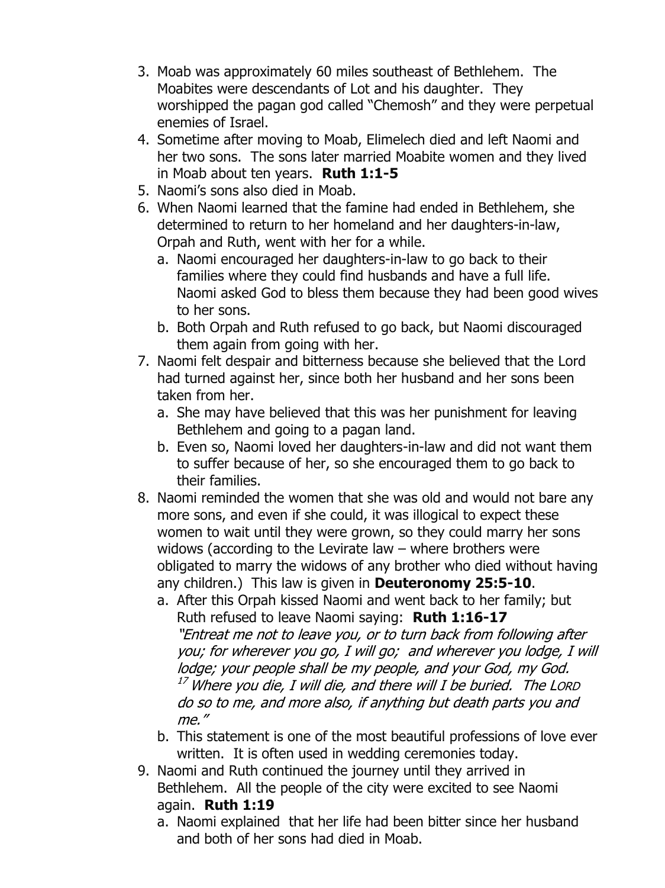3. Moab was approximately 60 miles southeast of Bethlehem. The Moabites were descendants of Lot and his daughter. They worshipped the pagan god called "Chemosh" and they were perpetual enemies of Israel.
4. Sometime after moving to Moab, Elimelech died and left Naomi and her two sons. The sons later married Moabite women and they lived in Moab about ten years. **Ruth 1:1-5**
5. Naomi's sons also died in Moab.
6. When Naomi learned that the famine had ended in Bethlehem, she determined to return to her homeland and her daughters-in-law, Orpah and Ruth, went with her for a while.
   a. Naomi encouraged her daughters-in-law to go back to their families where they could find husbands and have a full life. Naomi asked God to bless them because they had been good wives to her sons.
   b. Both Orpah and Ruth refused to go back, but Naomi discouraged them again from going with her.
7. Naomi felt despair and bitterness because she believed that the Lord had turned against her, since both her husband and her sons been taken from her.
   a. She may have believed that this was her punishment for leaving Bethlehem and going to a pagan land.
   b. Even so, Naomi loved her daughters-in-law and did not want them to suffer because of her, so she encouraged them to go back to their families.
8. Naomi reminded the women that she was old and would not bare any more sons, and even if she could, it was illogical to expect these women to wait until they were grown, so they could marry her sons widows (according to the Levirate law – where brothers were obligated to marry the widows of any brother who died without having any children.) This law is given in **Deuteronomy 25:5-10**.
   a. After this Orpah kissed Naomi and went back to her family; but Ruth refused to leave Naomi saying: **Ruth 1:16-17**
      *"Entreat me not to leave you, or to turn back from following after you; for wherever you go, I will go; and wherever you lodge, I will lodge; your people shall be my people, and your God, my God. [17] Where you die, I will die, and there will I be buried. The LORD do so to me, and more also, if anything but death parts you and me."*
   b. This statement is one of the most beautiful professions of love ever written. It is often used in wedding ceremonies today.
9. Naomi and Ruth continued the journey until they arrived in Bethlehem. All the people of the city were excited to see Naomi again. **Ruth 1:19**
   a. Naomi explained that her life had been bitter since her husband and both of her sons had died in Moab.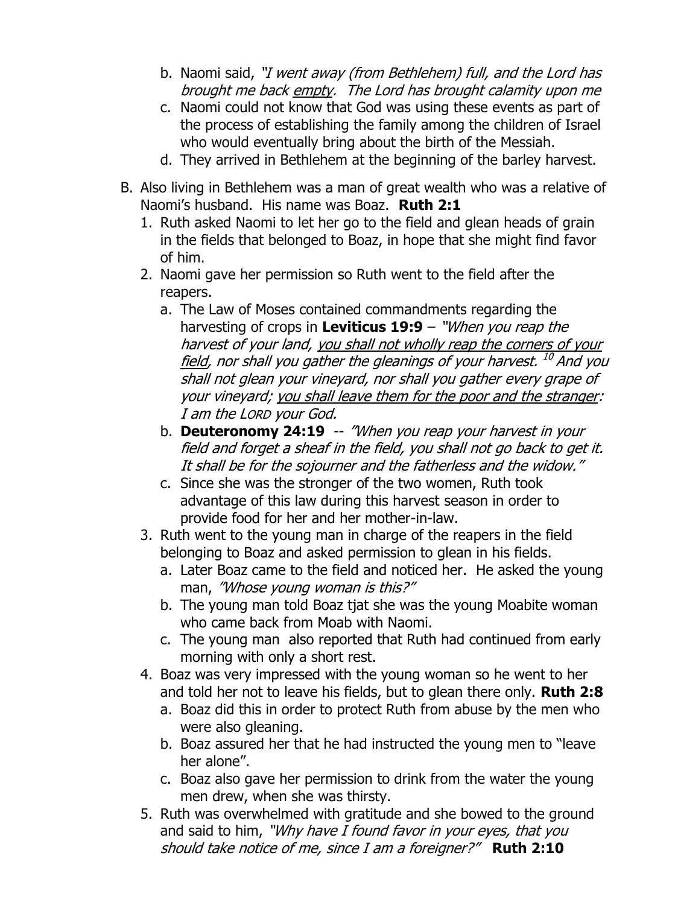b. Naomi said, *"I went away (from Bethlehem) full, and the Lord has brought me back* <u>*empty*</u>*. The Lord has brought calamity upon me*

c. Naomi could not know that God was using these events as part of the process of establishing the family among the children of Israel who would eventually bring about the birth of the Messiah.

d. They arrived in Bethlehem at the beginning of the barley harvest.

B. Also living in Bethlehem was a man of great wealth who was a relative of Naomi's husband. His name was Boaz. **Ruth 2:1**

1. Ruth asked Naomi to let her go to the field and glean heads of grain in the fields that belonged to Boaz, in hope that she might find favor of him.

2. Naomi gave her permission so Ruth went to the field after the reapers.

   a. The Law of Moses contained commandments regarding the harvesting of crops in **Leviticus 19:9** – *"When you reap the harvest of your land,* <u>*you shall not wholly reap the corners of your field*</u>*, nor shall you gather the gleanings of your harvest.* [10] *And you shall not glean your vineyard, nor shall you gather every grape of your vineyard;* <u>*you shall leave them for the poor and the stranger*</u>*: I am the LORD your God.*

   b. **Deuteronomy 24:19** -- *"When you reap your harvest in your field and forget a sheaf in the field, you shall not go back to get it. It shall be for the sojourner and the fatherless and the widow."*

   c. Since she was the stronger of the two women, Ruth took advantage of this law during this harvest season in order to provide food for her and her mother-in-law.

3. Ruth went to the young man in charge of the reapers in the field belonging to Boaz and asked permission to glean in his fields.

   a. Later Boaz came to the field and noticed her. He asked the young man, *"Whose young woman is this?"*

   b. The young man told Boaz tjat she was the young Moabite woman who came back from Moab with Naomi.

   c. The young man also reported that Ruth had continued from early morning with only a short rest.

4. Boaz was very impressed with the young woman so he went to her and told her not to leave his fields, but to glean there only. **Ruth 2:8**

   a. Boaz did this in order to protect Ruth from abuse by the men who were also gleaning.

   b. Boaz assured her that he had instructed the young men to "leave her alone".

   c. Boaz also gave her permission to drink from the water the young men drew, when she was thirsty.

5. Ruth was overwhelmed with gratitude and she bowed to the ground and said to him, *"Why have I found favor in your eyes, that you should take notice of me, since I am a foreigner?"* **Ruth 2:10**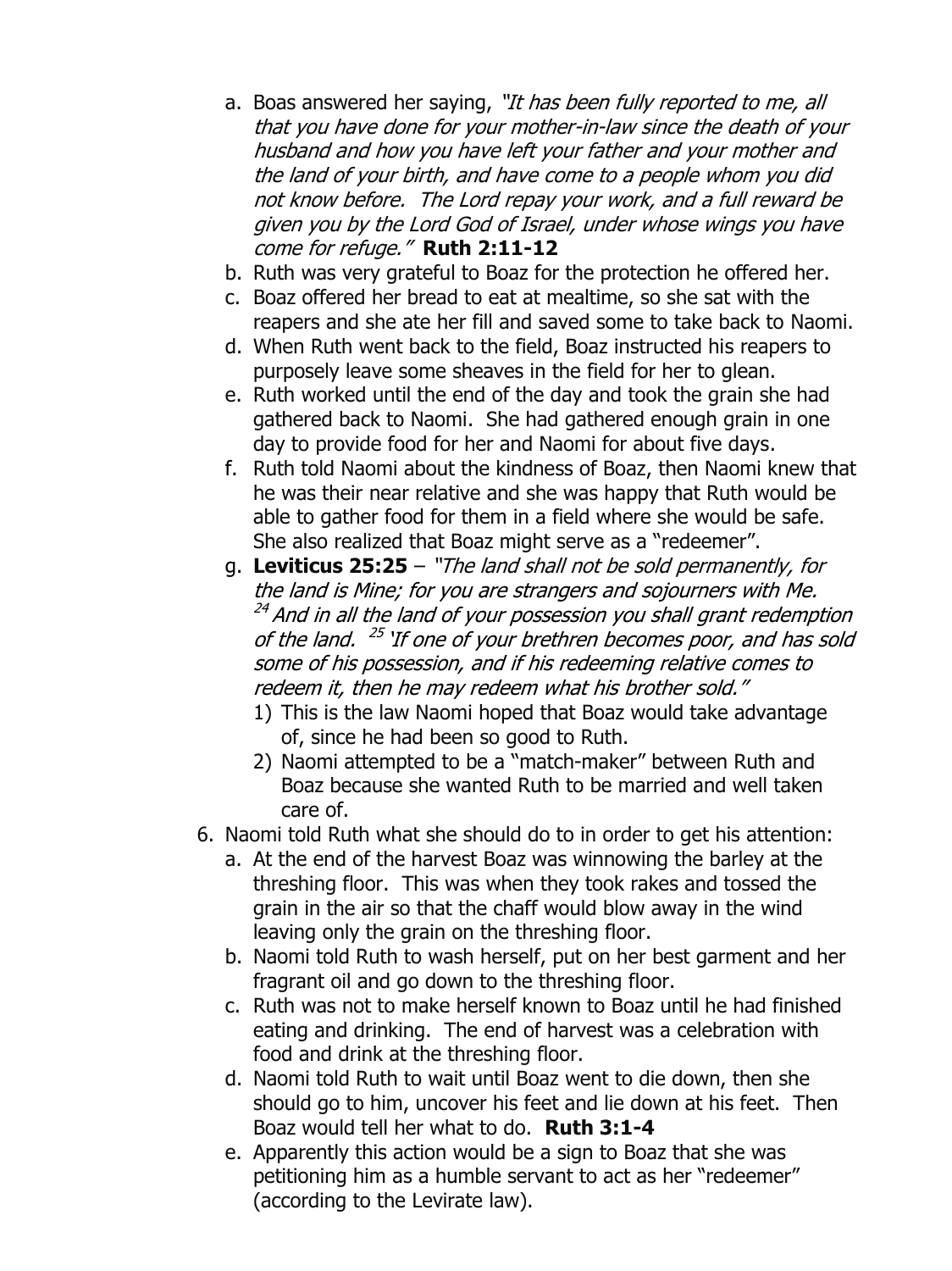a. Boas answered her saying, *"It has been fully reported to me, all that you have done for your mother-in-law since the death of your husband and how you have left your father and your mother and the land of your birth, and have come to a people whom you did not know before. The Lord repay your work, and a full reward be given you by the Lord God of Israel, under whose wings you have come for refuge."* **Ruth 2:11-12**
b. Ruth was very grateful to Boaz for the protection he offered her.
c. Boaz offered her bread to eat at mealtime, so she sat with the reapers and she ate her fill and saved some to take back to Naomi.
d. When Ruth went back to the field, Boaz instructed his reapers to purposely leave some sheaves in the field for her to glean.
e. Ruth worked until the end of the day and took the grain she had gathered back to Naomi. She had gathered enough grain in one day to provide food for her and Naomi for about five days.
f. Ruth told Naomi about the kindness of Boaz, then Naomi knew that he was their near relative and she was happy that Ruth would be able to gather food for them in a field where she would be safe. She also realized that Boaz might serve as a "redeemer".
g. **Leviticus 25:25** – *"The land shall not be sold permanently, for the land is Mine; for you are strangers and sojourners with Me. [24] And in all the land of your possession you shall grant redemption of the land. [25] 'If one of your brethren becomes poor, and has sold some of his possession, and if his redeeming relative comes to redeem it, then he may redeem what his brother sold."*
   1) This is the law Naomi hoped that Boaz would take advantage of, since he had been so good to Ruth.
   2) Naomi attempted to be a "match-maker" between Ruth and Boaz because she wanted Ruth to be married and well taken care of.

6. Naomi told Ruth what she should do to in order to get his attention:
   a. At the end of the harvest Boaz was winnowing the barley at the threshing floor. This was when they took rakes and tossed the grain in the air so that the chaff would blow away in the wind leaving only the grain on the threshing floor.
   b. Naomi told Ruth to wash herself, put on her best garment and her fragrant oil and go down to the threshing floor.
   c. Ruth was not to make herself known to Boaz until he had finished eating and drinking. The end of harvest was a celebration with food and drink at the threshing floor.
   d. Naomi told Ruth to wait until Boaz went to die down, then she should go to him, uncover his feet and lie down at his feet. Then Boaz would tell her what to do. **Ruth 3:1-4**
   e. Apparently this action would be a sign to Boaz that she was petitioning him as a humble servant to act as her "redeemer" (according to the Levirate law).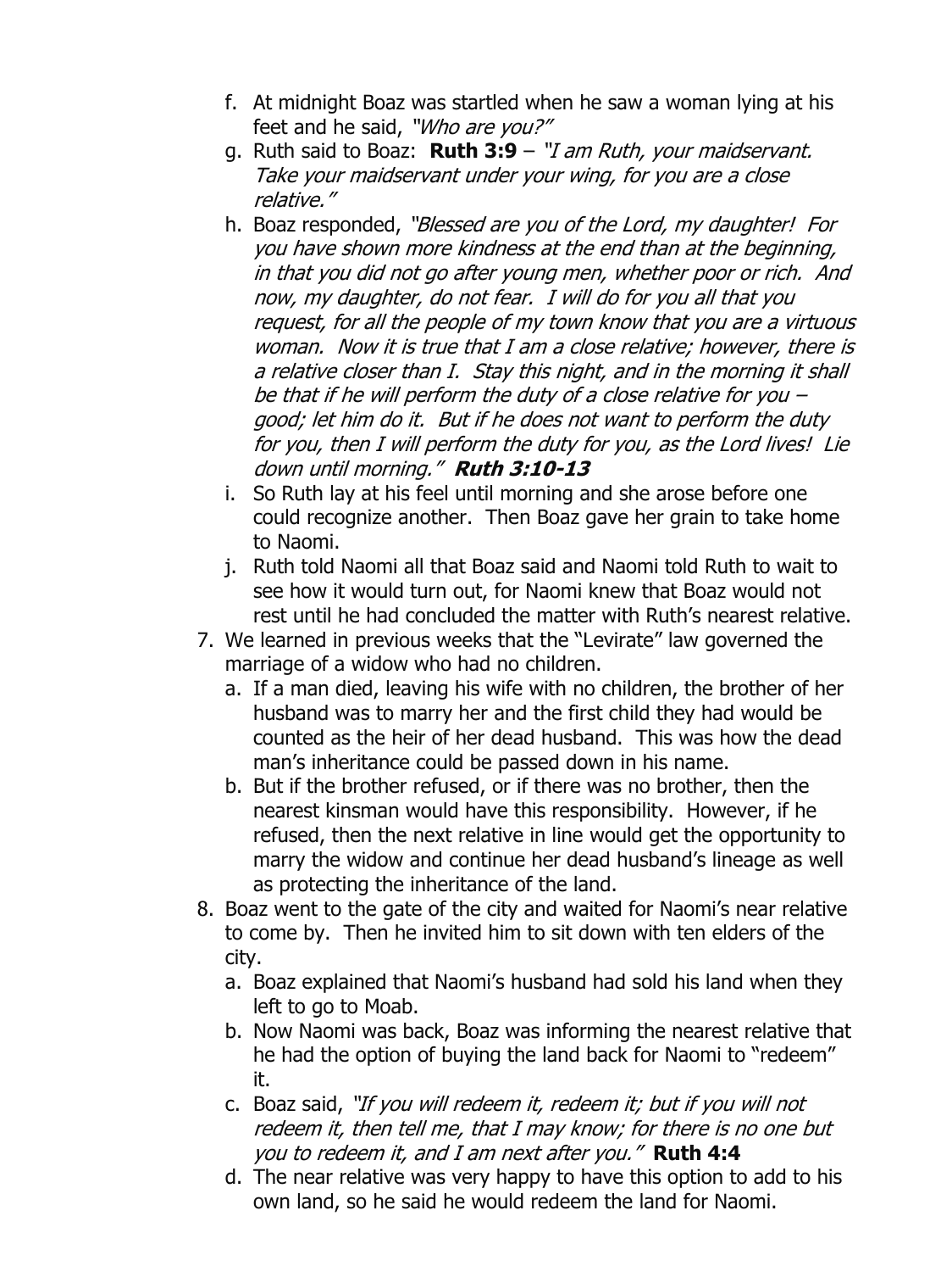f. At midnight Boaz was startled when he saw a woman lying at his feet and he said, *"Who are you?"*

g. Ruth said to Boaz: **Ruth 3:9** – *"I am Ruth, your maidservant. Take your maidservant under your wing, for you are a close relative."*

h. Boaz responded, *"Blessed are you of the Lord, my daughter! For you have shown more kindness at the end than at the beginning, in that you did not go after young men, whether poor or rich. And now, my daughter, do not fear. I will do for you all that you request, for all the people of my town know that you are a virtuous woman. Now it is true that I am a close relative; however, there is a relative closer than I. Stay this night, and in the morning it shall be that if he will perform the duty of a close relative for you – good; let him do it. But if he does not want to perform the duty for you, then I will perform the duty for you, as the Lord lives! Lie down until morning."* ***Ruth 3:10-13***

i. So Ruth lay at his feel until morning and she arose before one could recognize another. Then Boaz gave her grain to take home to Naomi.

j. Ruth told Naomi all that Boaz said and Naomi told Ruth to wait to see how it would turn out, for Naomi knew that Boaz would not rest until he had concluded the matter with Ruth's nearest relative.

7. We learned in previous weeks that the "Levirate" law governed the marriage of a widow who had no children.

   a. If a man died, leaving his wife with no children, the brother of her husband was to marry her and the first child they had would be counted as the heir of her dead husband. This was how the dead man's inheritance could be passed down in his name.

   b. But if the brother refused, or if there was no brother, then the nearest kinsman would have this responsibility. However, if he refused, then the next relative in line would get the opportunity to marry the widow and continue her dead husband's lineage as well as protecting the inheritance of the land.

8. Boaz went to the gate of the city and waited for Naomi's near relative to come by. Then he invited him to sit down with ten elders of the city.

   a. Boaz explained that Naomi's husband had sold his land when they left to go to Moab.

   b. Now Naomi was back, Boaz was informing the nearest relative that he had the option of buying the land back for Naomi to "redeem" it.

   c. Boaz said, *"If you will redeem it, redeem it; but if you will not redeem it, then tell me, that I may know; for there is no one but you to redeem it, and I am next after you."* **Ruth 4:4**

   d. The near relative was very happy to have this option to add to his own land, so he said he would redeem the land for Naomi.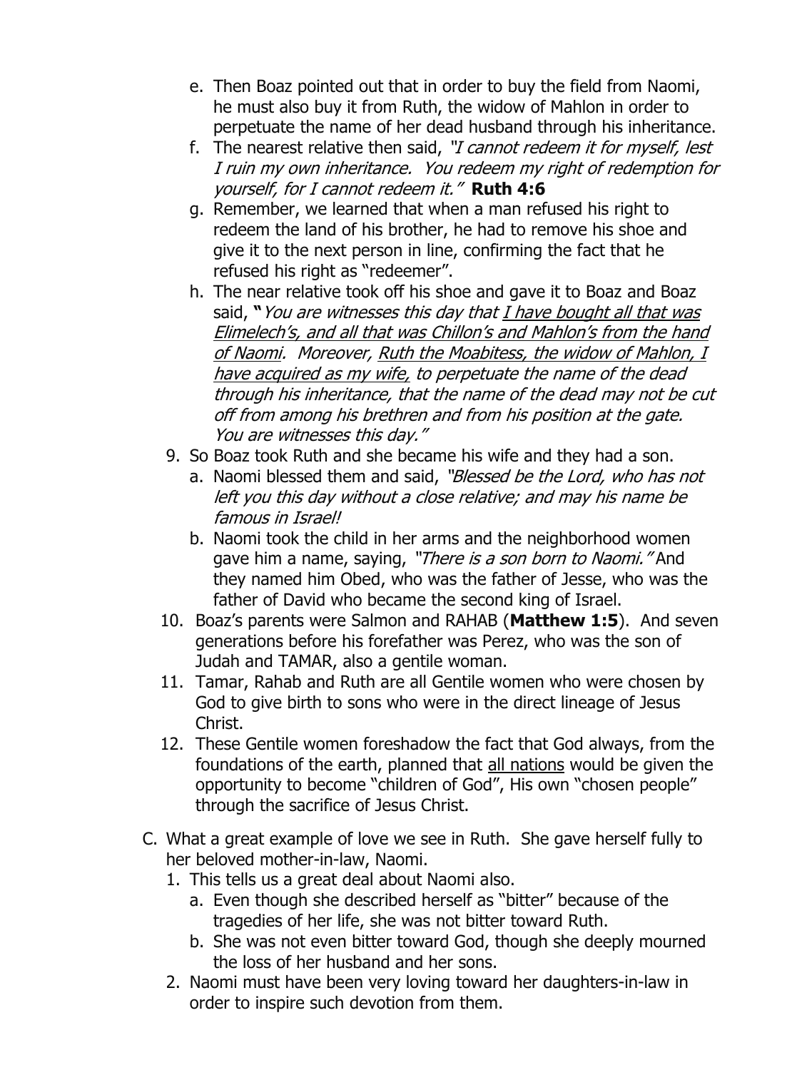e. Then Boaz pointed out that in order to buy the field from Naomi, he must also buy it from Ruth, the widow of Mahlon in order to perpetuate the name of her dead husband through his inheritance.
   f. The nearest relative then said, *"I cannot redeem it for myself, lest I ruin my own inheritance. You redeem my right of redemption for yourself, for I cannot redeem it."* **Ruth 4:6**
   g. Remember, we learned that when a man refused his right to redeem the land of his brother, he had to remove his shoe and give it to the next person in line, confirming the fact that he refused his right as "redeemer".
   h. The near relative took off his shoe and gave it to Boaz and Boaz said, **"***You are witnesses this day that <u>I have bought all that was Elimelech's, and all that was Chillon's and Mahlon's from the hand of Naomi</u>. Moreover, <u>Ruth the Moabitess, the widow of Mahlon, I have acquired as my wife,</u> to perpetuate the name of the dead through his inheritance, that the name of the dead may not be cut off from among his brethren and from his position at the gate. You are witnesses this day."*

9. So Boaz took Ruth and she became his wife and they had a son.
   a. Naomi blessed them and said, *"Blessed be the Lord, who has not left you this day without a close relative; and may his name be famous in Israel!*
   b. Naomi took the child in her arms and the neighborhood women gave him a name, saying, *"There is a son born to Naomi."* And they named him Obed, who was the father of Jesse, who was the father of David who became the second king of Israel.
10. Boaz's parents were Salmon and RAHAB (**Matthew 1:5**). And seven generations before his forefather was Perez, who was the son of Judah and TAMAR, also a gentile woman.
11. Tamar, Rahab and Ruth are all Gentile women who were chosen by God to give birth to sons who were in the direct lineage of Jesus Christ.
12. These Gentile women foreshadow the fact that God always, from the foundations of the earth, planned that <u>all nations</u> would be given the opportunity to become "children of God", His own "chosen people" through the sacrifice of Jesus Christ.

C. What a great example of love we see in Ruth. She gave herself fully to her beloved mother-in-law, Naomi.
   1. This tells us a great deal about Naomi also.
      a. Even though she described herself as "bitter" because of the tragedies of her life, she was not bitter toward Ruth.
      b. She was not even bitter toward God, though she deeply mourned the loss of her husband and her sons.
   2. Naomi must have been very loving toward her daughters-in-law in order to inspire such devotion from them.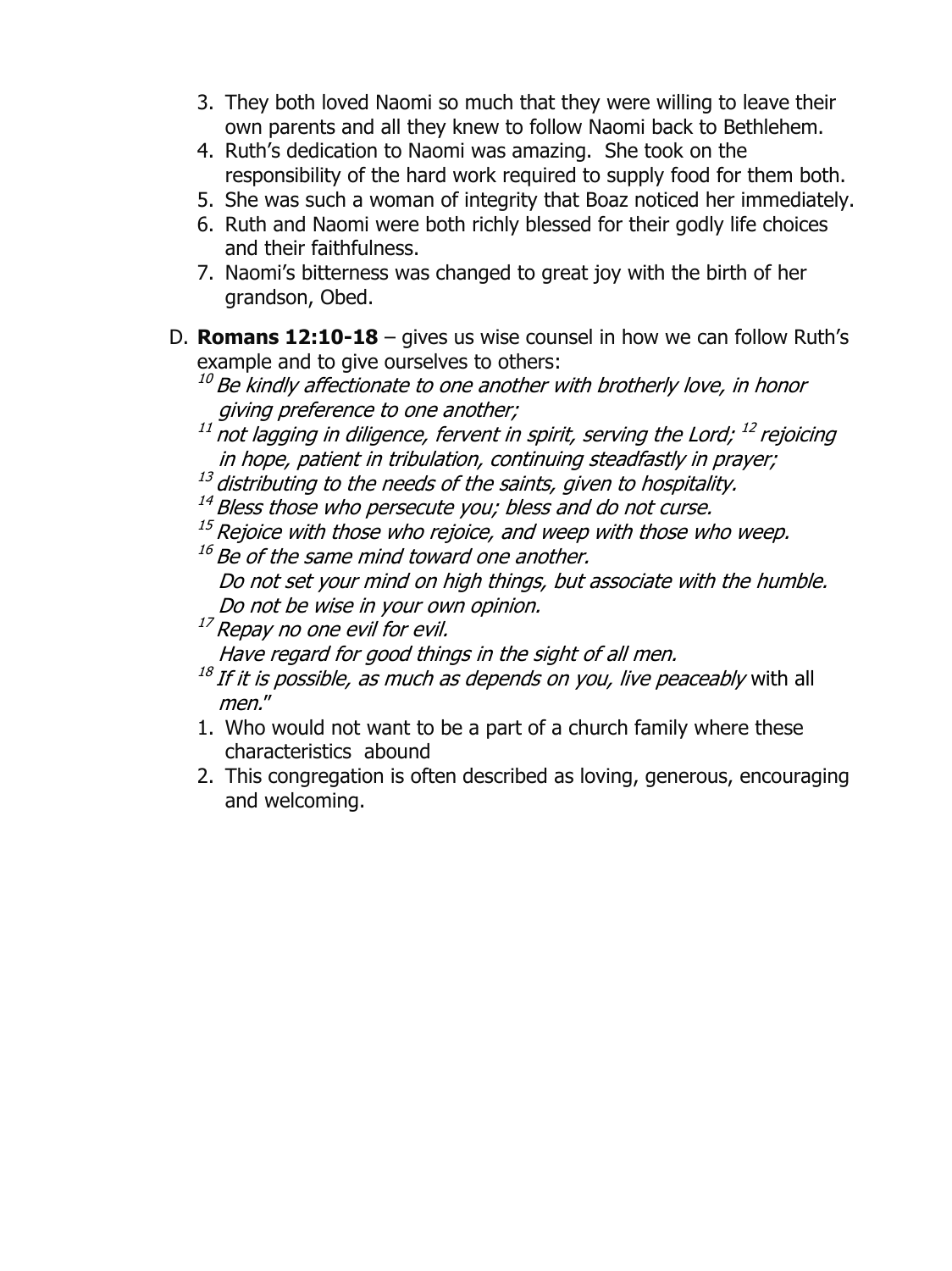3. They both loved Naomi so much that they were willing to leave their own parents and all they knew to follow Naomi back to Bethlehem.
4. Ruth's dedication to Naomi was amazing. She took on the responsibility of the hard work required to supply food for them both.
5. She was such a woman of integrity that Boaz noticed her immediately.
6. Ruth and Naomi were both richly blessed for their godly life choices and their faithfulness.
7. Naomi's bitterness was changed to great joy with the birth of her grandson, Obed.

D. **Romans 12:10-18** – gives us wise counsel in how we can follow Ruth's example and to give ourselves to others:

[10] *Be kindly affectionate to one another with brotherly love, in honor giving preference to one another;*
[11] *not lagging in diligence, fervent in spirit, serving the Lord;* [12] *rejoicing in hope, patient in tribulation, continuing steadfastly in prayer;*
[13] *distributing to the needs of the saints, given to hospitality.*
[14] *Bless those who persecute you; bless and do not curse.*
[15] *Rejoice with those who rejoice, and weep with those who weep.*
[16] *Be of the same mind toward one another.*
*Do not set your mind on high things, but associate with the humble.*
*Do not be wise in your own opinion.*
[17] *Repay no one evil for evil.*
*Have regard for good things in the sight of all men.*
[18] *If it is possible, as much as depends on you, live peaceably* with all *men*."

1. Who would not want to be a part of a church family where these characteristics abound
2. This congregation is often described as loving, generous, encouraging and welcoming.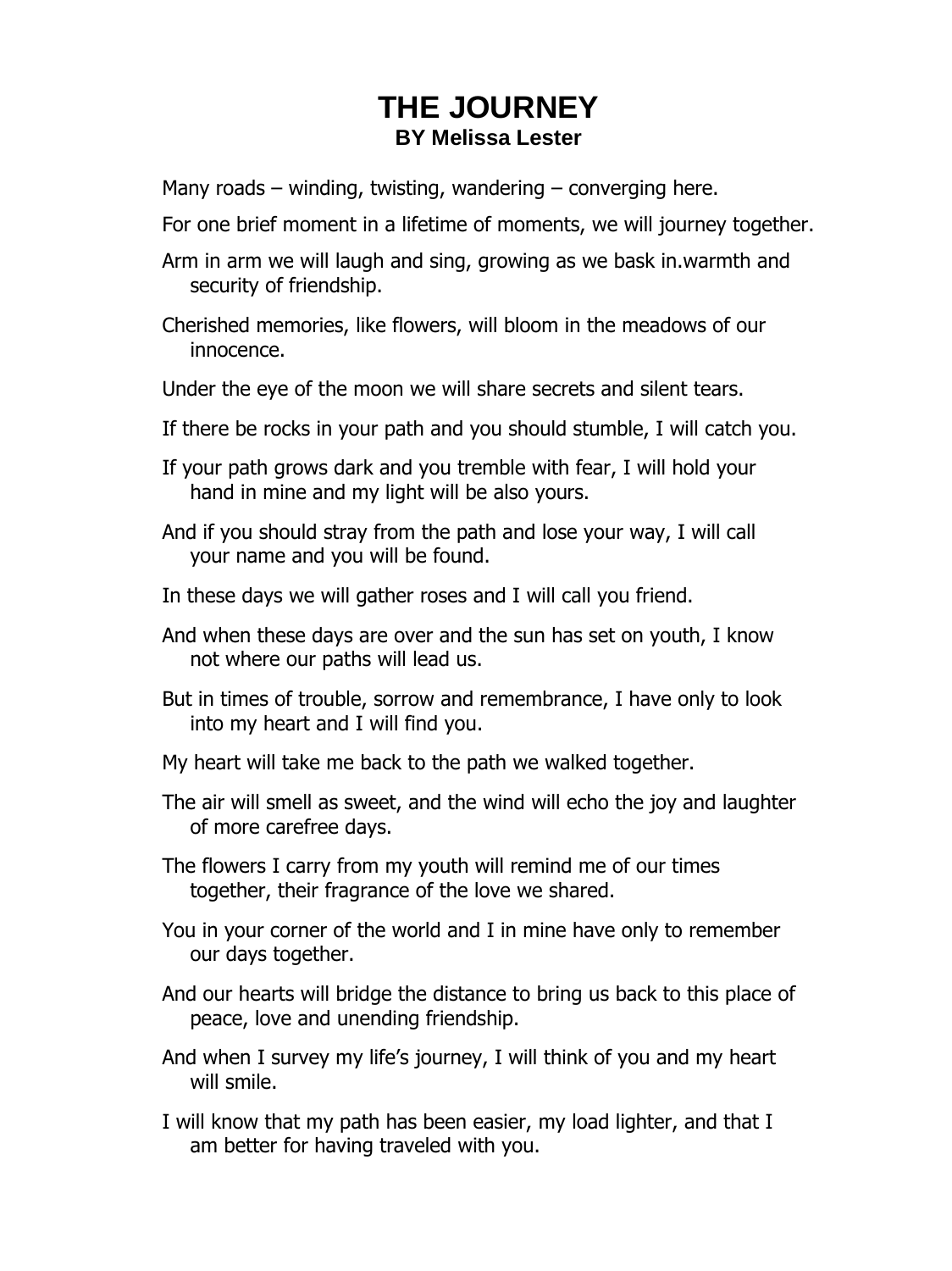# THE JOURNEY

**BY Melissa Lester**

Many roads – winding, twisting, wandering – converging here.

For one brief moment in a lifetime of moments, we will journey together.

Arm in arm we will laugh and sing, growing as we bask in.warmth and security of friendship.

Cherished memories, like flowers, will bloom in the meadows of our innocence.

Under the eye of the moon we will share secrets and silent tears.

If there be rocks in your path and you should stumble, I will catch you.

If your path grows dark and you tremble with fear, I will hold your hand in mine and my light will be also yours.

And if you should stray from the path and lose your way, I will call your name and you will be found.

In these days we will gather roses and I will call you friend.

And when these days are over and the sun has set on youth, I know not where our paths will lead us.

But in times of trouble, sorrow and remembrance, I have only to look into my heart and I will find you.

My heart will take me back to the path we walked together.

The air will smell as sweet, and the wind will echo the joy and laughter of more carefree days.

The flowers I carry from my youth will remind me of our times together, their fragrance of the love we shared.

You in your corner of the world and I in mine have only to remember our days together.

And our hearts will bridge the distance to bring us back to this place of peace, love and unending friendship.

And when I survey my life's journey, I will think of you and my heart will smile.

I will know that my path has been easier, my load lighter, and that I am better for having traveled with you.